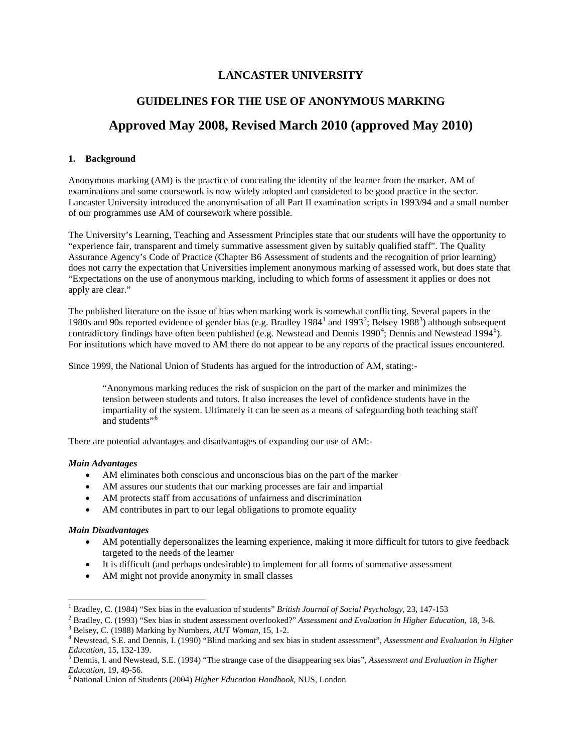# LANCASTER UNIVERSITY

## GUIDELINES FOR THE USE OF ANONYMOUS MARKING

## Approved May 2008, Revised March 2010 (approved May 2010)

### 1. Background

Anonymous marking (AM) is the practice of concealing the identity of the learner from the marker. AM of examinations and some coursework is now widely adopted and considered to be good practice in the sector. Lancaster University introduced the anonymisation of all Part II examination scripts in 1993/94 and a small number of our programmes use AM of coursework where possible.

The University's Learning, Teaching and Assessment Principles state that our students will have the opportunity to "experience fair, transparent and timely summative assessment given by suitably qualified staff". The Quality Assurance Agency's Code of Practice (Chapter B6 Assessment of students and the recognition of prior learning) does not carry the expectation that Universities implement anonymous marking of assessed work, but does state that "Expectations on the use of anonymous marking, including to which forms of assessment it applies or does not apply are clear."

The published literature on the issue of bias when marking work is somewhat conflicting. Several papers in the 1980s and 90s reported evidence of gender bias (e.g. Bradley 1984[1] and 1993[2]; Belsey 1988[3]) although subsequent contradictory findings have often been published (e.g. Newstead and Dennis 1990[4]; Dennis and Newstead 1994[5]). For institutions which have moved to AM there do not appear to be any reports of the practical issues encountered.

Since 1999, the National Union of Students has argued for the introduction of AM, stating:-

> "Anonymous marking reduces the risk of suspicion on the part of the marker and minimizes the tension between students and tutors. It also increases the level of confidence students have in the impartiality of the system. Ultimately it can be seen as a means of safeguarding both teaching staff and students"[6]

There are potential advantages and disadvantages of expanding our use of AM:-

***Main Advantages***

- AM eliminates both conscious and unconscious bias on the part of the marker
- AM assures our students that our marking processes are fair and impartial
- AM protects staff from accusations of unfairness and discrimination
- AM contributes in part to our legal obligations to promote equality

***Main Disadvantages***

- AM potentially depersonalizes the learning experience, making it more difficult for tutors to give feedback targeted to the needs of the learner
- It is difficult (and perhaps undesirable) to implement for all forms of summative assessment
- AM might not provide anonymity in small classes

---

[1] Bradley, C. (1984) "Sex bias in the evaluation of students" *British Journal of Social Psychology*, 23, 147-153

[2] Bradley, C. (1993) "Sex bias in student assessment overlooked?" *Assessment and Evaluation in Higher Education*, 18, 3-8.

[3] Belsey, C. (1988) Marking by Numbers, *AUT Woman*, 15, 1-2.

[4] Newstead, S.E. and Dennis, I. (1990) "Blind marking and sex bias in student assessment", *Assessment and Evaluation in Higher Education*, 15, 132-139.

[5] Dennis, I. and Newstead, S.E. (1994) "The strange case of the disappearing sex bias", *Assessment and Evaluation in Higher Education*, 19, 49-56.

[6] National Union of Students (2004) *Higher Education Handbook*, NUS, London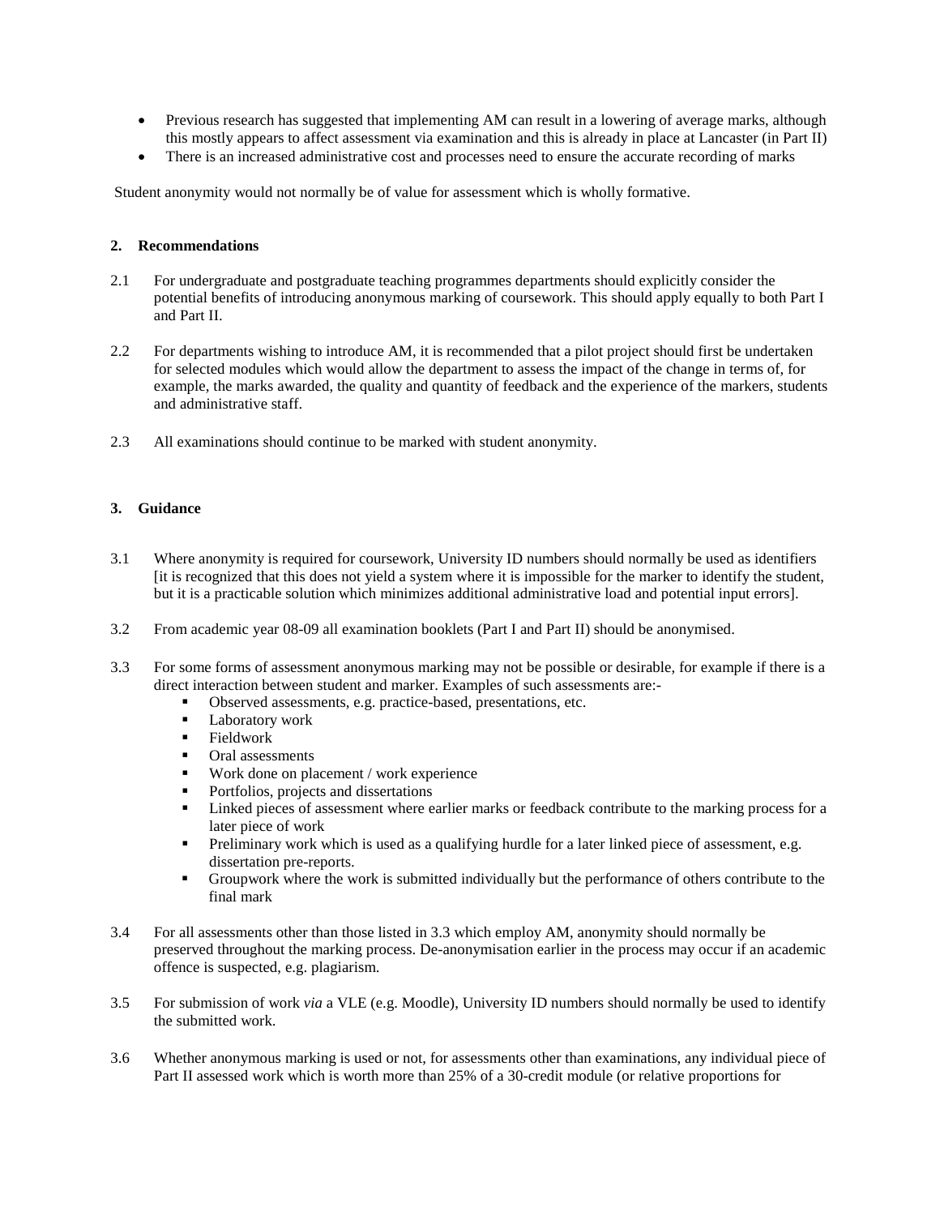- Previous research has suggested that implementing AM can result in a lowering of average marks, although this mostly appears to affect assessment via examination and this is already in place at Lancaster (in Part II)
- There is an increased administrative cost and processes need to ensure the accurate recording of marks

Student anonymity would not normally be of value for assessment which is wholly formative.

## 2. Recommendations

2.1 For undergraduate and postgraduate teaching programmes departments should explicitly consider the potential benefits of introducing anonymous marking of coursework. This should apply equally to both Part I and Part II.

2.2 For departments wishing to introduce AM, it is recommended that a pilot project should first be undertaken for selected modules which would allow the department to assess the impact of the change in terms of, for example, the marks awarded, the quality and quantity of feedback and the experience of the markers, students and administrative staff.

2.3 All examinations should continue to be marked with student anonymity.

## 3. Guidance

3.1 Where anonymity is required for coursework, University ID numbers should normally be used as identifiers [it is recognized that this does not yield a system where it is impossible for the marker to identify the student, but it is a practicable solution which minimizes additional administrative load and potential input errors].

3.2 From academic year 08-09 all examination booklets (Part I and Part II) should be anonymised.

3.3 For some forms of assessment anonymous marking may not be possible or desirable, for example if there is a direct interaction between student and marker. Examples of such assessments are:-

- Observed assessments, e.g. practice-based, presentations, etc.
- Laboratory work
- Fieldwork
- Oral assessments
- Work done on placement / work experience
- Portfolios, projects and dissertations
- Linked pieces of assessment where earlier marks or feedback contribute to the marking process for a later piece of work
- Preliminary work which is used as a qualifying hurdle for a later linked piece of assessment, e.g. dissertation pre-reports.
- Groupwork where the work is submitted individually but the performance of others contribute to the final mark

3.4 For all assessments other than those listed in 3.3 which employ AM, anonymity should normally be preserved throughout the marking process. De-anonymisation earlier in the process may occur if an academic offence is suspected, e.g. plagiarism.

3.5 For submission of work *via* a VLE (e.g. Moodle), University ID numbers should normally be used to identify the submitted work.

3.6 Whether anonymous marking is used or not, for assessments other than examinations, any individual piece of Part II assessed work which is worth more than 25% of a 30-credit module (or relative proportions for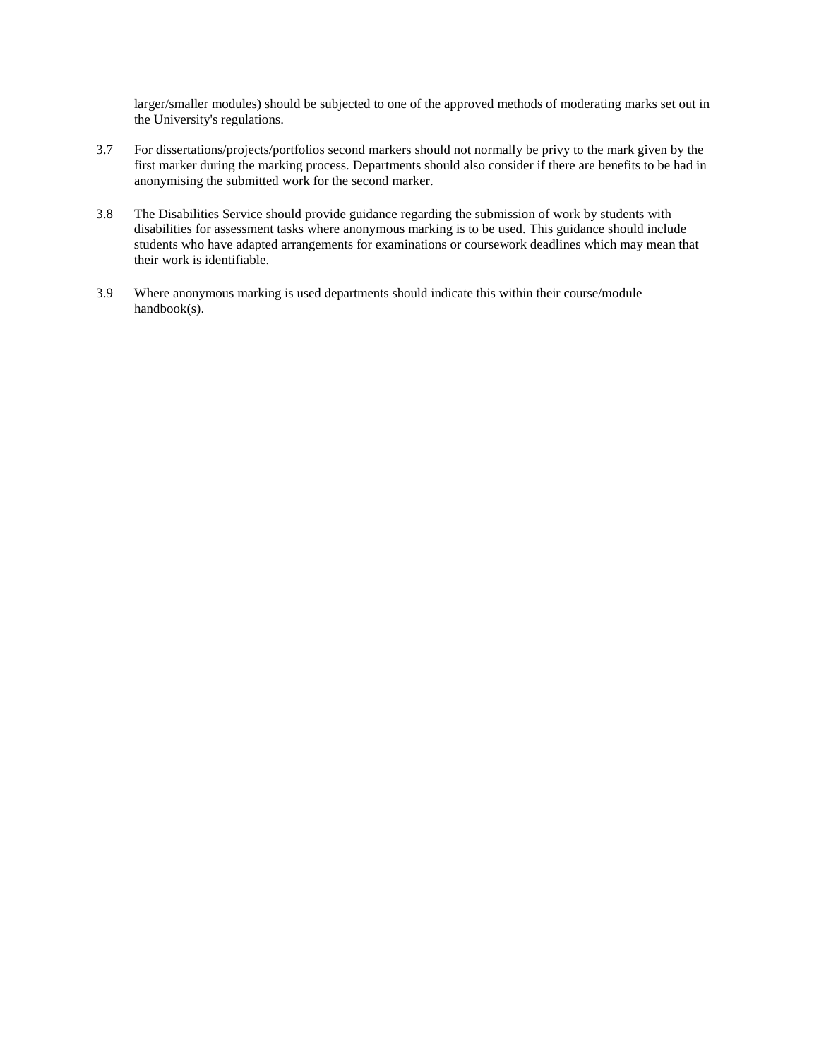larger/smaller modules) should be subjected to one of the approved methods of moderating marks set out in the University's regulations.

3.7 For dissertations/projects/portfolios second markers should not normally be privy to the mark given by the first marker during the marking process. Departments should also consider if there are benefits to be had in anonymising the submitted work for the second marker.

3.8 The Disabilities Service should provide guidance regarding the submission of work by students with disabilities for assessment tasks where anonymous marking is to be used. This guidance should include students who have adapted arrangements for examinations or coursework deadlines which may mean that their work is identifiable.

3.9 Where anonymous marking is used departments should indicate this within their course/module handbook(s).